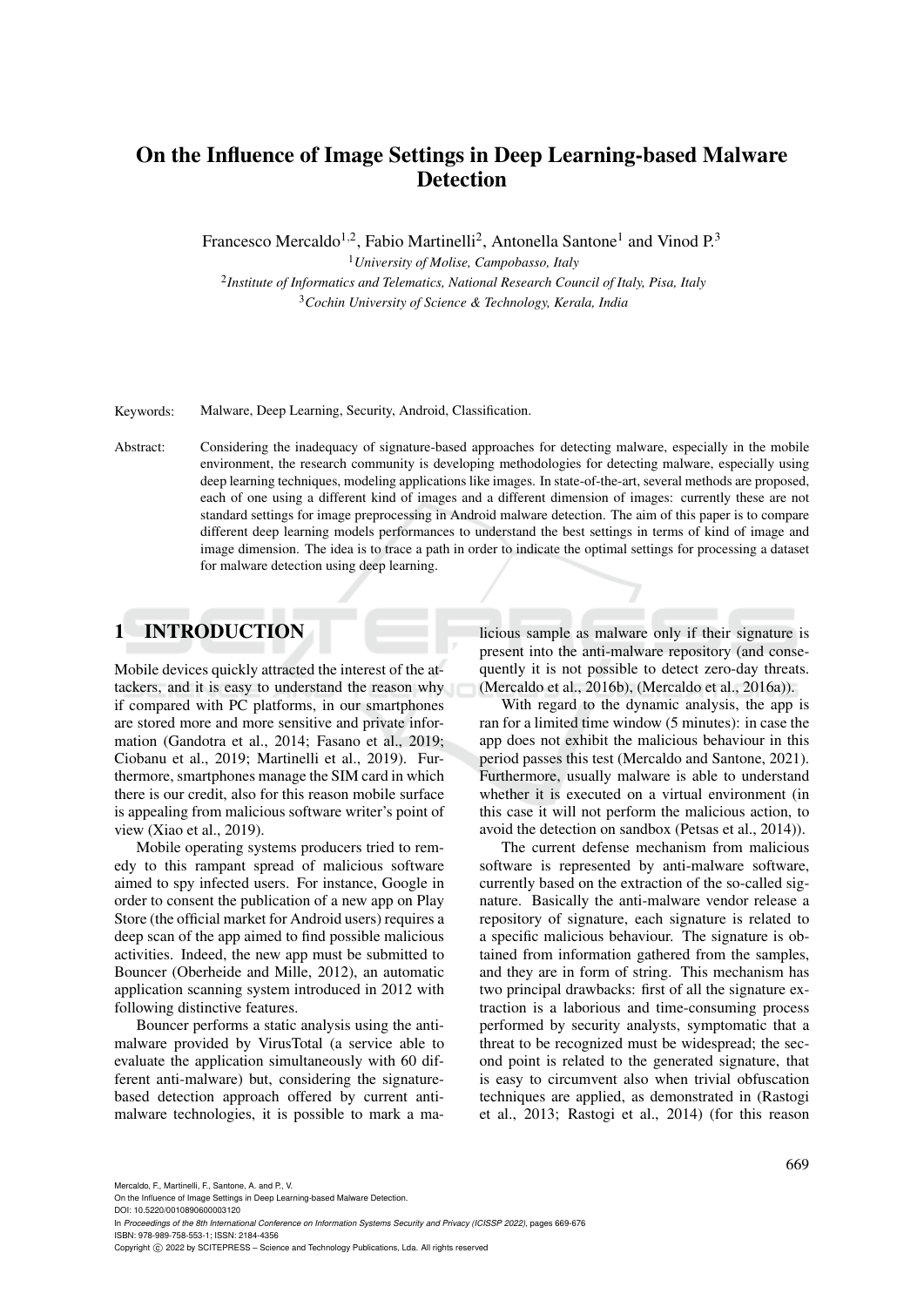# On the Influence of Image Settings in Deep Learning-based Malware Detection

Francesco Mercaldo[1,2], Fabio Martinelli[2], Antonella Santone[1] and Vinod P.[3]

[1]*University of Molise, Campobasso, Italy*

[2]*Institute of Informatics and Telematics, National Research Council of Italy, Pisa, Italy*

[3]*Cochin University of Science & Technology, Kerala, India*

Keywords: Malware, Deep Learning, Security, Android, Classification.

Abstract: Considering the inadequacy of signature-based approaches for detecting malware, especially in the mobile environment, the research community is developing methodologies for detecting malware, especially using deep learning techniques, modeling applications like images. In state-of-the-art, several methods are proposed, each of one using a different kind of images and a different dimension of images: currently these are not standard settings for image preprocessing in Android malware detection. The aim of this paper is to compare different deep learning models performances to understand the best settings in terms of kind of image and image dimension. The idea is to trace a path in order to indicate the optimal settings for processing a dataset for malware detection using deep learning.

## 1 INTRODUCTION

Mobile devices quickly attracted the interest of the attackers, and it is easy to understand the reason why if compared with PC platforms, in our smartphones are stored more and more sensitive and private information (Gandotra et al., 2014; Fasano et al., 2019; Ciobanu et al., 2019; Martinelli et al., 2019). Furthermore, smartphones manage the SIM card in which there is our credit, also for this reason mobile surface is appealing from malicious software writer's point of view (Xiao et al., 2019).

Mobile operating systems producers tried to remedy to this rampant spread of malicious software aimed to spy infected users. For instance, Google in order to consent the publication of a new app on Play Store (the official market for Android users) requires a deep scan of the app aimed to find possible malicious activities. Indeed, the new app must be submitted to Bouncer (Oberheide and Mille, 2012), an automatic application scanning system introduced in 2012 with following distinctive features.

Bouncer performs a static analysis using the anti-malware provided by VirusTotal (a service able to evaluate the application simultaneously with 60 different anti-malware) but, considering the signature-based detection approach offered by current anti-malware technologies, it is possible to mark a malicious sample as malware only if their signature is present into the anti-malware repository (and consequently it is not possible to detect zero-day threats. (Mercaldo et al., 2016b), (Mercaldo et al., 2016a)).

With regard to the dynamic analysis, the app is ran for a limited time window (5 minutes): in case the app does not exhibit the malicious behaviour in this period passes this test (Mercaldo and Santone, 2021). Furthermore, usually malware is able to understand whether it is executed on a virtual environment (in this case it will not perform the malicious action, to avoid the detection on sandbox (Petsas et al., 2014)).

The current defense mechanism from malicious software is represented by anti-malware software, currently based on the extraction of the so-called signature. Basically the anti-malware vendor release a repository of signature, each signature is related to a specific malicious behaviour. The signature is obtained from information gathered from the samples, and they are in form of string. This mechanism has two principal drawbacks: first of all the signature extraction is a laborious and time-consuming process performed by security analysts, symptomatic that a threat to be recognized must be widespread; the second point is related to the generated signature, that is easy to circumvent also when trivial obfuscation techniques are applied, as demonstrated in (Rastogi et al., 2013; Rastogi et al., 2014) (for this reason

Mercaldo, F., Martinelli, F., Santone, A. and P., V.
On the Influence of Image Settings in Deep Learning-based Malware Detection.
DOI: 10.5220/0010890600003120
In *Proceedings of the 8th International Conference on Information Systems Security and Privacy (ICISSP 2022)*, pages 669-676
ISBN: 978-989-758-553-1; ISSN: 2184-4356
Copyright © 2022 by SCITEPRESS – Science and Technology Publications, Lda. All rights reserved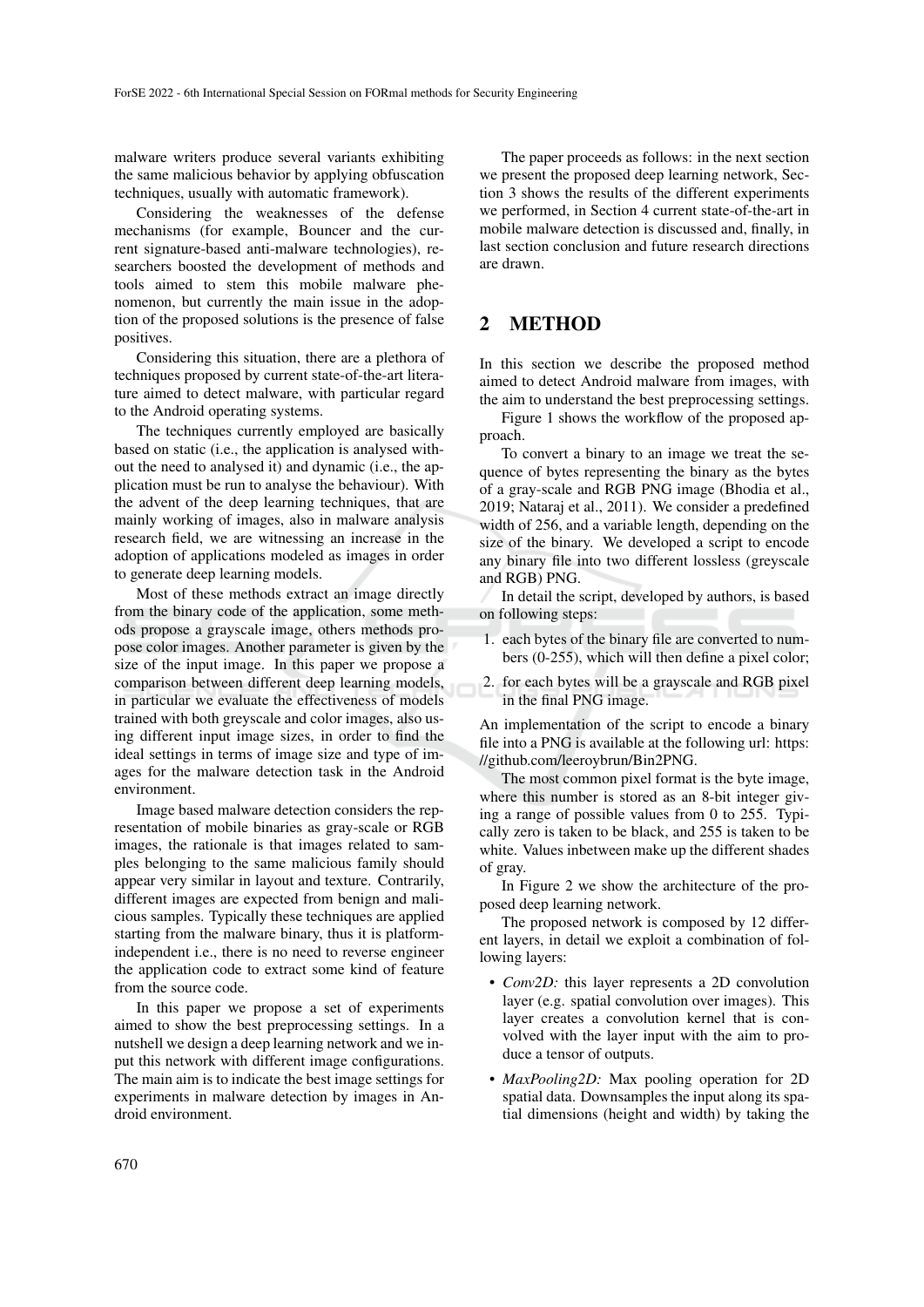malware writers produce several variants exhibiting the same malicious behavior by applying obfuscation techniques, usually with automatic framework).

Considering the weaknesses of the defense mechanisms (for example, Bouncer and the current signature-based anti-malware technologies), researchers boosted the development of methods and tools aimed to stem this mobile malware phenomenon, but currently the main issue in the adoption of the proposed solutions is the presence of false positives.

Considering this situation, there are a plethora of techniques proposed by current state-of-the-art literature aimed to detect malware, with particular regard to the Android operating systems.

The techniques currently employed are basically based on static (i.e., the application is analysed without the need to analysed it) and dynamic (i.e., the application must be run to analyse the behaviour). With the advent of the deep learning techniques, that are mainly working of images, also in malware analysis research field, we are witnessing an increase in the adoption of applications modeled as images in order to generate deep learning models.

Most of these methods extract an image directly from the binary code of the application, some methods propose a grayscale image, others methods propose color images. Another parameter is given by the size of the input image. In this paper we propose a comparison between different deep learning models, in particular we evaluate the effectiveness of models trained with both greyscale and color images, also using different input image sizes, in order to find the ideal settings in terms of image size and type of images for the malware detection task in the Android environment.

Image based malware detection considers the representation of mobile binaries as gray-scale or RGB images, the rationale is that images related to samples belonging to the same malicious family should appear very similar in layout and texture. Contrarily, different images are expected from benign and malicious samples. Typically these techniques are applied starting from the malware binary, thus it is platform-independent i.e., there is no need to reverse engineer the application code to extract some kind of feature from the source code.

In this paper we propose a set of experiments aimed to show the best preprocessing settings. In a nutshell we design a deep learning network and we input this network with different image configurations. The main aim is to indicate the best image settings for experiments in malware detection by images in Android environment.

The paper proceeds as follows: in the next section we present the proposed deep learning network, Section 3 shows the results of the different experiments we performed, in Section 4 current state-of-the-art in mobile malware detection is discussed and, finally, in last section conclusion and future research directions are drawn.

## 2 METHOD

In this section we describe the proposed method aimed to detect Android malware from images, with the aim to understand the best preprocessing settings.

Figure 1 shows the workflow of the proposed approach.

To convert a binary to an image we treat the sequence of bytes representing the binary as the bytes of a gray-scale and RGB PNG image (Bhodia et al., 2019; Nataraj et al., 2011). We consider a predefined width of 256, and a variable length, depending on the size of the binary. We developed a script to encode any binary file into two different lossless (greyscale and RGB) PNG.

In detail the script, developed by authors, is based on following steps:

1. each bytes of the binary file are converted to numbers (0-255), which will then define a pixel color;
2. for each bytes will be a grayscale and RGB pixel in the final PNG image.

An implementation of the script to encode a binary file into a PNG is available at the following url: https://github.com/leeroybrun/Bin2PNG.

The most common pixel format is the byte image, where this number is stored as an 8-bit integer giving a range of possible values from 0 to 255. Typically zero is taken to be black, and 255 is taken to be white. Values inbetween make up the different shades of gray.

In Figure 2 we show the architecture of the proposed deep learning network.

The proposed network is composed by 12 different layers, in detail we exploit a combination of following layers:

- *Conv2D:* this layer represents a 2D convolution layer (e.g. spatial convolution over images). This layer creates a convolution kernel that is convolved with the layer input with the aim to produce a tensor of outputs.
- *MaxPooling2D:* Max pooling operation for 2D spatial data. Downsamples the input along its spatial dimensions (height and width) by taking the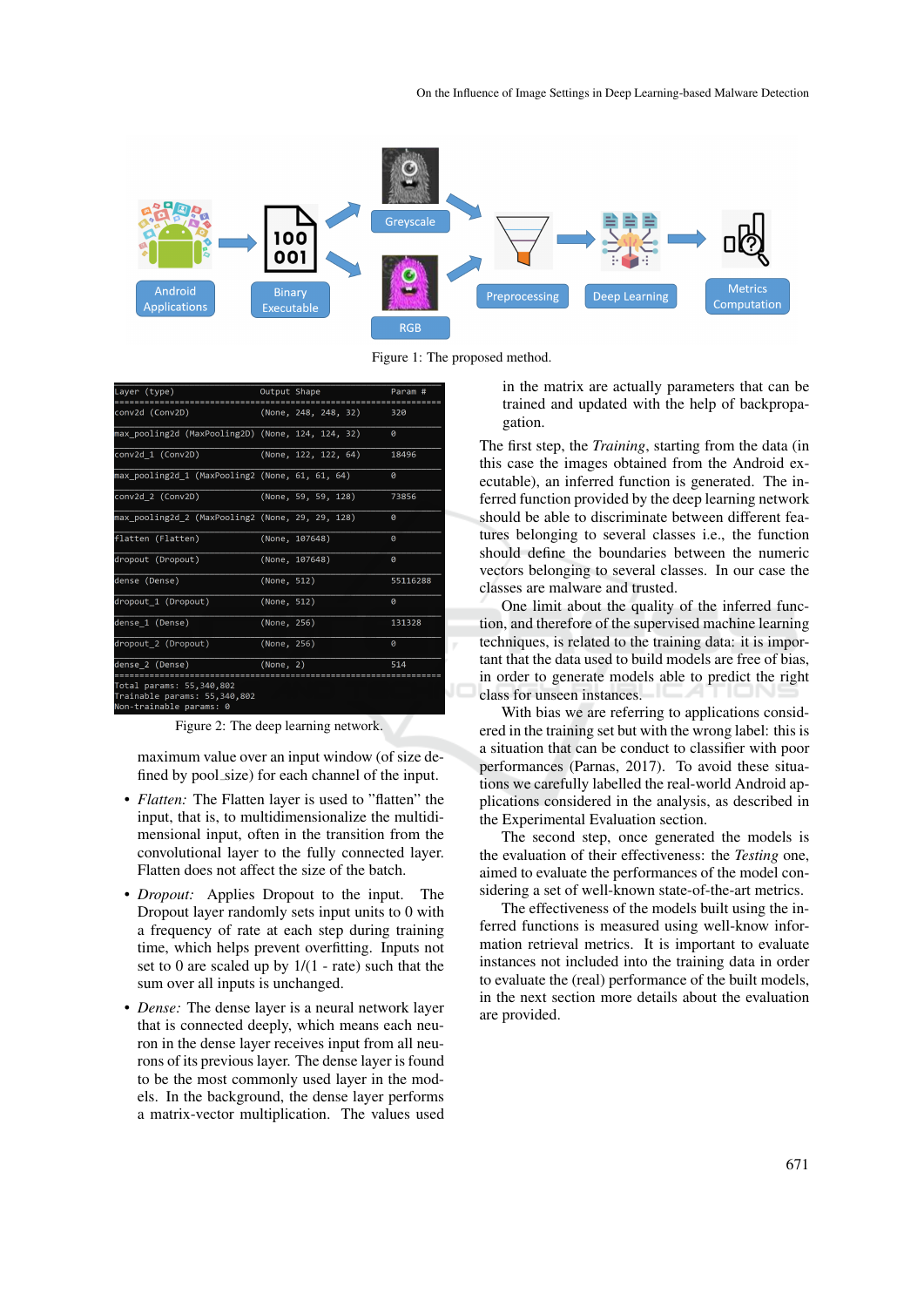Figure 1: The proposed method.

```
Layer (type)                 Output Shape              Param #
=================================================================
conv2d (Conv2D)              (None, 248, 248, 32)      320
_________________________________________________________________
max_pooling2d (MaxPooling2D) (None, 124, 124, 32)      0
_________________________________________________________________
conv2d_1 (Conv2D)            (None, 122, 122, 64)      18496
_________________________________________________________________
max_pooling2d_1 (MaxPooling2 (None, 61, 61, 64)        0
_________________________________________________________________
conv2d_2 (Conv2D)            (None, 59, 59, 128)       73856
_________________________________________________________________
max_pooling2d_2 (MaxPooling2 (None, 29, 29, 128)       0
_________________________________________________________________
flatten (Flatten)            (None, 107648)            0
_________________________________________________________________
dropout (Dropout)            (None, 107648)            0
_________________________________________________________________
dense (Dense)                (None, 512)               55116288
_________________________________________________________________
dropout_1 (Dropout)          (None, 512)               0
_________________________________________________________________
dense_1 (Dense)              (None, 256)               131328
_________________________________________________________________
dropout_2 (Dropout)          (None, 256)               0
_________________________________________________________________
dense_2 (Dense)              (None, 2)                 514
=================================================================
Total params: 55,340,802
Trainable params: 55,340,802
Non-trainable params: 0
```

Figure 2: The deep learning network.

maximum value over an input window (of size defined by pool_size) for each channel of the input.

- *Flatten:* The Flatten layer is used to "flatten" the input, that is, to multidimensionalize the multidimensional input, often in the transition from the convolutional layer to the fully connected layer. Flatten does not affect the size of the batch.
- *Dropout:* Applies Dropout to the input. The Dropout layer randomly sets input units to 0 with a frequency of rate at each step during training time, which helps prevent overfitting. Inputs not set to 0 are scaled up by 1/(1 - rate) such that the sum over all inputs is unchanged.
- *Dense:* The dense layer is a neural network layer that is connected deeply, which means each neuron in the dense layer receives input from all neurons of its previous layer. The dense layer is found to be the most commonly used layer in the models. In the background, the dense layer performs a matrix-vector multiplication. The values used in the matrix are actually parameters that can be trained and updated with the help of backpropagation.

The first step, the *Training*, starting from the data (in this case the images obtained from the Android executable), an inferred function is generated. The inferred function provided by the deep learning network should be able to discriminate between different features belonging to several classes i.e., the function should define the boundaries between the numeric vectors belonging to several classes. In our case the classes are malware and trusted.

One limit about the quality of the inferred function, and therefore of the supervised machine learning techniques, is related to the training data: it is important that the data used to build models are free of bias, in order to generate models able to predict the right class for unseen instances.

With bias we are referring to applications considered in the training set but with the wrong label: this is a situation that can be conduct to classifier with poor performances (Parnas, 2017). To avoid these situations we carefully labelled the real-world Android applications considered in the analysis, as described in the Experimental Evaluation section.

The second step, once generated the models is the evaluation of their effectiveness: the *Testing* one, aimed to evaluate the performances of the model considering a set of well-known state-of-the-art metrics.

The effectiveness of the models built using the inferred functions is measured using well-know information retrieval metrics. It is important to evaluate instances not included into the training data in order to evaluate the (real) performance of the built models, in the next section more details about the evaluation are provided.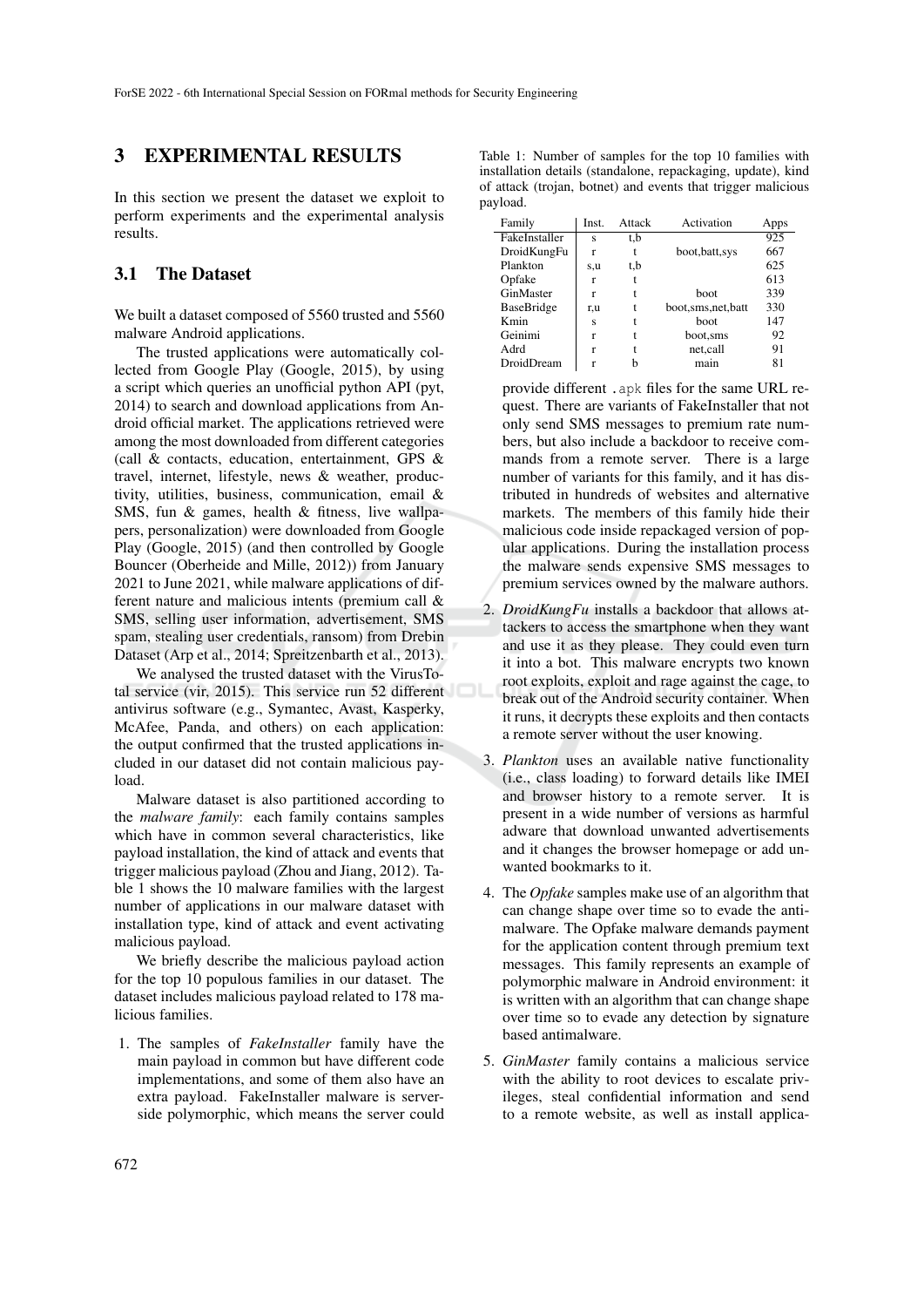## 3 EXPERIMENTAL RESULTS

In this section we present the dataset we exploit to perform experiments and the experimental analysis results.

### 3.1 The Dataset

We built a dataset composed of 5560 trusted and 5560 malware Android applications.

The trusted applications were automatically collected from Google Play (Google, 2015), by using a script which queries an unofficial python API (pyt, 2014) to search and download applications from Android official market. The applications retrieved were among the most downloaded from different categories (call & contacts, education, entertainment, GPS & travel, internet, lifestyle, news & weather, productivity, utilities, business, communication, email & SMS, fun & games, health & fitness, live wallpapers, personalization) were downloaded from Google Play (Google, 2015) (and then controlled by Google Bouncer (Oberheide and Mille, 2012)) from January 2021 to June 2021, while malware applications of different nature and malicious intents (premium call & SMS, selling user information, advertisement, SMS spam, stealing user credentials, ransom) from Drebin Dataset (Arp et al., 2014; Spreitzenbarth et al., 2013).

We analysed the trusted dataset with the VirusTotal service (vir, 2015). This service run 52 different antivirus software (e.g., Symantec, Avast, Kasperky, McAfee, Panda, and others) on each application: the output confirmed that the trusted applications included in our dataset did not contain malicious payload.

Malware dataset is also partitioned according to the *malware family*: each family contains samples which have in common several characteristics, like payload installation, the kind of attack and events that trigger malicious payload (Zhou and Jiang, 2012). Table 1 shows the 10 malware families with the largest number of applications in our malware dataset with installation type, kind of attack and event activating malicious payload.

Table 1: Number of samples for the top 10 families with installation details (standalone, repackaging, update), kind of attack (trojan, botnet) and events that trigger malicious payload.

| Family | Inst. | Attack | Activation | Apps |
|---|---|---|---|---|
| FakeInstaller | s | t,b | | 925 |
| DroidKungFu | r | t | boot,batt,sys | 667 |
| Plankton | s,u | t,b | | 625 |
| Opfake | r | t | | 613 |
| GinMaster | r | t | boot | 339 |
| BaseBridge | r,u | t | boot,sms,net,batt | 330 |
| Kmin | s | t | boot | 147 |
| Geinimi | r | t | boot,sms | 92 |
| Adrd | r | t | net,call | 91 |
| DroidDream | r | b | main | 81 |

We briefly describe the malicious payload action for the top 10 populous families in our dataset. The dataset includes malicious payload related to 178 malicious families.

1. The samples of *FakeInstaller* family have the main payload in common but have different code implementations, and some of them also have an extra payload. FakeInstaller malware is server-side polymorphic, which means the server could provide different `.apk` files for the same URL request. There are variants of FakeInstaller that not only send SMS messages to premium rate numbers, but also include a backdoor to receive commands from a remote server. There is a large number of variants for this family, and it has distributed in hundreds of websites and alternative markets. The members of this family hide their malicious code inside repackaged version of popular applications. During the installation process the malware sends expensive SMS messages to premium services owned by the malware authors.
2. *DroidKungFu* installs a backdoor that allows attackers to access the smartphone when they want and use it as they please. They could even turn it into a bot. This malware encrypts two known root exploits, exploit and rage against the cage, to break out of the Android security container. When it runs, it decrypts these exploits and then contacts a remote server without the user knowing.
3. *Plankton* uses an available native functionality (i.e., class loading) to forward details like IMEI and browser history to a remote server. It is present in a wide number of versions as harmful adware that download unwanted advertisements and it changes the browser homepage or add unwanted bookmarks to it.
4. The *Opfake* samples make use of an algorithm that can change shape over time so to evade the antimalware. The Opfake malware demands payment for the application content through premium text messages. This family represents an example of polymorphic malware in Android environment: it is written with an algorithm that can change shape over time so to evade any detection by signature based antimalware.
5. *GinMaster* family contains a malicious service with the ability to root devices to escalate privileges, steal confidential information and send to a remote website, as well as install applica-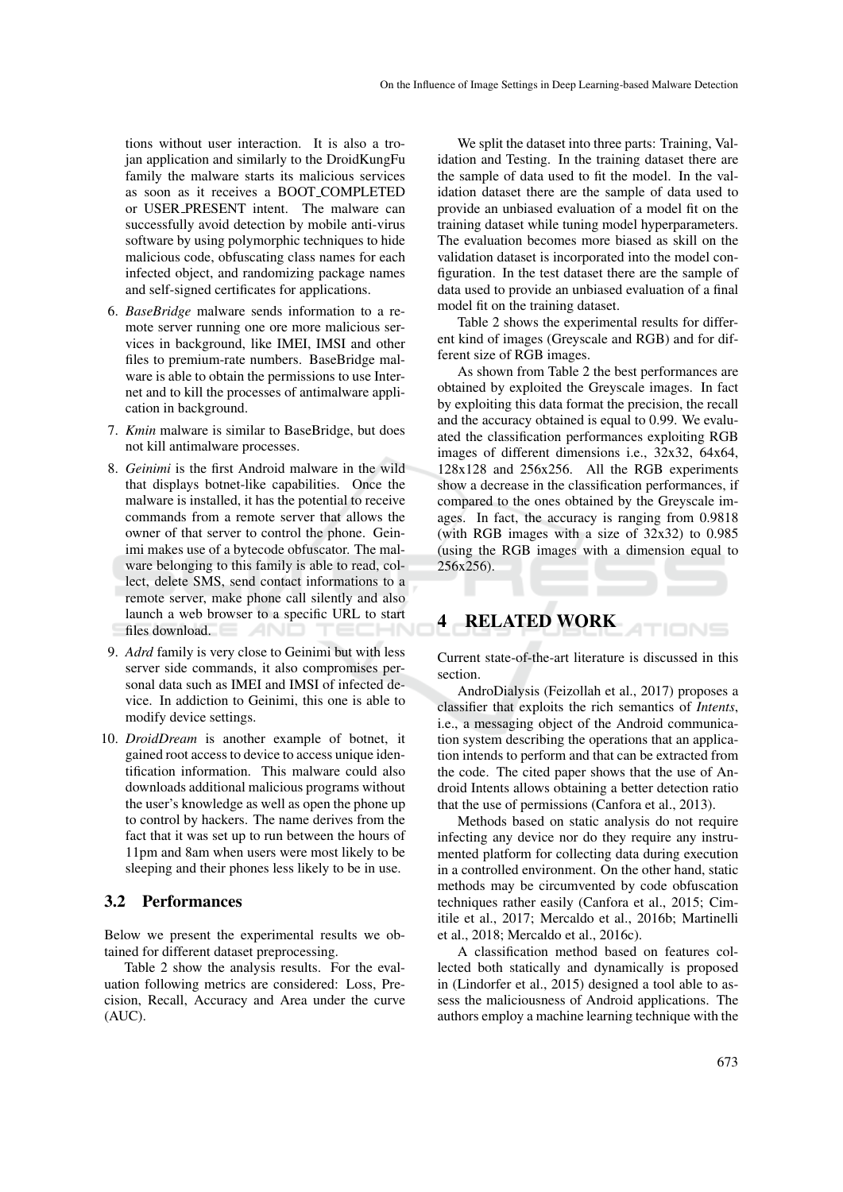tions without user interaction. It is also a trojan application and similarly to the DroidKungFu family the malware starts its malicious services as soon as it receives a BOOT_COMPLETED or USER_PRESENT intent. The malware can successfully avoid detection by mobile anti-virus software by using polymorphic techniques to hide malicious code, obfuscating class names for each infected object, and randomizing package names and self-signed certificates for applications.

6. *BaseBridge* malware sends information to a remote server running one ore more malicious services in background, like IMEI, IMSI and other files to premium-rate numbers. BaseBridge malware is able to obtain the permissions to use Internet and to kill the processes of antimalware application in background.
7. *Kmin* malware is similar to BaseBridge, but does not kill antimalware processes.
8. *Geinimi* is the first Android malware in the wild that displays botnet-like capabilities. Once the malware is installed, it has the potential to receive commands from a remote server that allows the owner of that server to control the phone. Geinimi makes use of a bytecode obfuscator. The malware belonging to this family is able to read, collect, delete SMS, send contact informations to a remote server, make phone call silently and also launch a web browser to a specific URL to start files download.
9. *Adrd* family is very close to Geinimi but with less server side commands, it also compromises personal data such as IMEI and IMSI of infected device. In addiction to Geinimi, this one is able to modify device settings.
10. *DroidDream* is another example of botnet, it gained root access to device to access unique identification information. This malware could also downloads additional malicious programs without the user's knowledge as well as open the phone up to control by hackers. The name derives from the fact that it was set up to run between the hours of 11pm and 8am when users were most likely to be sleeping and their phones less likely to be in use.

### 3.2 Performances

Below we present the experimental results we obtained for different dataset preprocessing.

Table 2 show the analysis results. For the evaluation following metrics are considered: Loss, Precision, Recall, Accuracy and Area under the curve (AUC).

We split the dataset into three parts: Training, Validation and Testing. In the training dataset there are the sample of data used to fit the model. In the validation dataset there are the sample of data used to provide an unbiased evaluation of a model fit on the training dataset while tuning model hyperparameters. The evaluation becomes more biased as skill on the validation dataset is incorporated into the model configuration. In the test dataset there are the sample of data used to provide an unbiased evaluation of a final model fit on the training dataset.

Table 2 shows the experimental results for different kind of images (Greyscale and RGB) and for different size of RGB images.

As shown from Table 2 the best performances are obtained by exploited the Greyscale images. In fact by exploiting this data format the precision, the recall and the accuracy obtained is equal to 0.99. We evaluated the classification performances exploiting RGB images of different dimensions i.e., 32x32, 64x64, 128x128 and 256x256. All the RGB experiments show a decrease in the classification performances, if compared to the ones obtained by the Greyscale images. In fact, the accuracy is ranging from 0.9818 (with RGB images with a size of 32x32) to 0.985 (using the RGB images with a dimension equal to 256x256).

## 4 RELATED WORK

Current state-of-the-art literature is discussed in this section.

AndroDialysis (Feizollah et al., 2017) proposes a classifier that exploits the rich semantics of *Intents*, i.e., a messaging object of the Android communication system describing the operations that an application intends to perform and that can be extracted from the code. The cited paper shows that the use of Android Intents allows obtaining a better detection ratio that the use of permissions (Canfora et al., 2013).

Methods based on static analysis do not require infecting any device nor do they require any instrumented platform for collecting data during execution in a controlled environment. On the other hand, static methods may be circumvented by code obfuscation techniques rather easily (Canfora et al., 2015; Cimitile et al., 2017; Mercaldo et al., 2016b; Martinelli et al., 2018; Mercaldo et al., 2016c).

A classification method based on features collected both statically and dynamically is proposed in (Lindorfer et al., 2015) designed a tool able to assess the maliciousness of Android applications. The authors employ a machine learning technique with the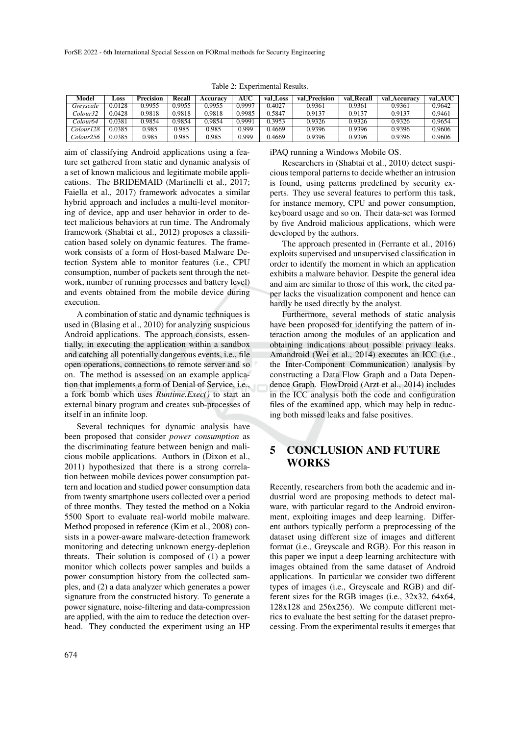Table 2: Experimental Results.

| Model | Loss | Precision | Recall | Accuracy | AUC | val_Loss | val_Precision | val_Recall | val_Accuracy | val_AUC |
|---|---|---|---|---|---|---|---|---|---|---|
| *Greyscale* | 0.0128 | 0.9955 | 0.9955 | 0.9955 | 0.9997 | 0.4027 | 0.9361 | 0.9361 | 0.9361 | 0.9642 |
| *Colour32* | 0.0428 | 0.9818 | 0.9818 | 0.9818 | 0.9985 | 0.5847 | 0.9137 | 0.9137 | 0.9137 | 0.9461 |
| *Colour64* | 0.0381 | 0.9854 | 0.9854 | 0.9854 | 0.9991 | 0.3953 | 0.9326 | 0.9326 | 0.9326 | 0.9654 |
| *Colour128* | 0.0385 | 0.985 | 0.985 | 0.985 | 0.999 | 0.4669 | 0.9396 | 0.9396 | 0.9396 | 0.9606 |
| *Colour256* | 0.0385 | 0.985 | 0.985 | 0.985 | 0.999 | 0.4669 | 0.9396 | 0.9396 | 0.9396 | 0.9606 |

aim of classifying Android applications using a feature set gathered from static and dynamic analysis of a set of known malicious and legitimate mobile applications. The BRIDEMAID (Martinelli et al., 2017; Faiella et al., 2017) framework advocates a similar hybrid approach and includes a multi-level monitoring of device, app and user behavior in order to detect malicious behaviors at run time. The Andromaly framework (Shabtai et al., 2012) proposes a classification based solely on dynamic features. The framework consists of a form of Host-based Malware Detection System able to monitor features (i.e., CPU consumption, number of packets sent through the network, number of running processes and battery level) and events obtained from the mobile device during execution.

A combination of static and dynamic techniques is used in (Blasing et al., 2010) for analyzing suspicious Android applications. The approach consists, essentially, in executing the application within a sandbox and catching all potentially dangerous events, i.e., file open operations, connections to remote server and so on. The method is assessed on an example application that implements a form of Denial of Service, i.e., a fork bomb which uses *Runtime.Exec()* to start an external binary program and creates sub-processes of itself in an infinite loop.

Several techniques for dynamic analysis have been proposed that consider *power consumption* as the discriminating feature between benign and malicious mobile applications. Authors in (Dixon et al., 2011) hypothesized that there is a strong correlation between mobile devices power consumption pattern and location and studied power consumption data from twenty smartphone users collected over a period of three months. They tested the method on a Nokia 5500 Sport to evaluate real-world mobile malware. Method proposed in reference (Kim et al., 2008) consists in a power-aware malware-detection framework monitoring and detecting unknown energy-depletion threats. Their solution is composed of (1) a power monitor which collects power samples and builds a power consumption history from the collected samples, and (2) a data analyzer which generates a power signature from the constructed history. To generate a power signature, noise-filtering and data-compression are applied, with the aim to reduce the detection overhead. They conducted the experiment using an HP iPAQ running a Windows Mobile OS.

Researchers in (Shabtai et al., 2010) detect suspicious temporal patterns to decide whether an intrusion is found, using patterns predefined by security experts. They use several features to perform this task, for instance memory, CPU and power consumption, keyboard usage and so on. Their data-set was formed by five Android malicious applications, which were developed by the authors.

The approach presented in (Ferrante et al., 2016) exploits supervised and unsupervised classification in order to identify the moment in which an application exhibits a malware behavior. Despite the general idea and aim are similar to those of this work, the cited paper lacks the visualization component and hence can hardly be used directly by the analyst.

Furthermore, several methods of static analysis have been proposed for identifying the pattern of interaction among the modules of an application and obtaining indications about possible privacy leaks. Amandroid (Wei et al., 2014) executes an ICC (i.e., the Inter-Component Communication) analysis by constructing a Data Flow Graph and a Data Dependence Graph. FlowDroid (Arzt et al., 2014) includes in the ICC analysis both the code and configuration files of the examined app, which may help in reducing both missed leaks and false positives.

## 5 CONCLUSION AND FUTURE WORKS

Recently, researchers from both the academic and industrial word are proposing methods to detect malware, with particular regard to the Android environment, exploiting images and deep learning. Different authors typically perform a preprocessing of the dataset using different size of images and different format (i.e., Greyscale and RGB). For this reason in this paper we input a deep learning architecture with images obtained from the same dataset of Android applications. In particular we consider two different types of images (i.e., Greyscale and RGB) and different sizes for the RGB images (i.e., 32x32, 64x64, 128x128 and 256x256). We compute different metrics to evaluate the best setting for the dataset preprocessing. From the experimental results it emerges that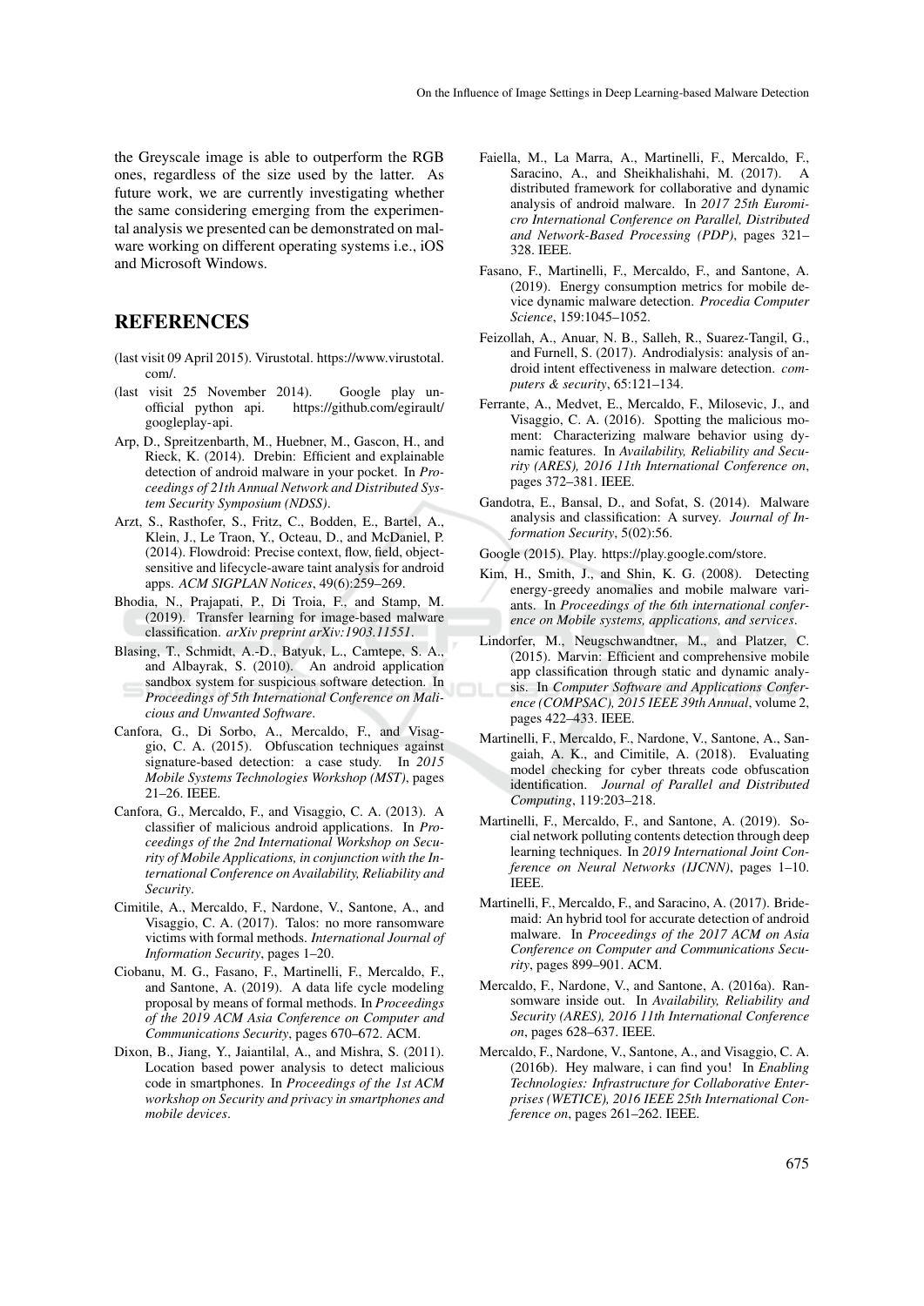the Greyscale image is able to outperform the RGB ones, regardless of the size used by the latter. As future work, we are currently investigating whether the same considering emerging from the experimental analysis we presented can be demonstrated on malware working on different operating systems i.e., iOS and Microsoft Windows.

## REFERENCES

(last visit 09 April 2015). Virustotal. https://www.virustotal.com/.

(last visit 25 November 2014). Google play unofficial python api. https://github.com/egirault/googleplay-api.

Arp, D., Spreitzenbarth, M., Huebner, M., Gascon, H., and Rieck, K. (2014). Drebin: Efficient and explainable detection of android malware in your pocket. In *Proceedings of 21th Annual Network and Distributed System Security Symposium (NDSS)*.

Arzt, S., Rasthofer, S., Fritz, C., Bodden, E., Bartel, A., Klein, J., Le Traon, Y., Octeau, D., and McDaniel, P. (2014). Flowdroid: Precise context, flow, field, object-sensitive and lifecycle-aware taint analysis for android apps. *ACM SIGPLAN Notices*, 49(6):259–269.

Bhodia, N., Prajapati, P., Di Troia, F., and Stamp, M. (2019). Transfer learning for image-based malware classification. *arXiv preprint arXiv:1903.11551*.

Blasing, T., Schmidt, A.-D., Batyuk, L., Camtepe, S. A., and Albayrak, S. (2010). An android application sandbox system for suspicious software detection. In *Proceedings of 5th International Conference on Malicious and Unwanted Software*.

Canfora, G., Di Sorbo, A., Mercaldo, F., and Visaggio, C. A. (2015). Obfuscation techniques against signature-based detection: a case study. In *2015 Mobile Systems Technologies Workshop (MST)*, pages 21–26. IEEE.

Canfora, G., Mercaldo, F., and Visaggio, C. A. (2013). A classifier of malicious android applications. In *Proceedings of the 2nd International Workshop on Security of Mobile Applications, in conjunction with the International Conference on Availability, Reliability and Security*.

Cimitile, A., Mercaldo, F., Nardone, V., Santone, A., and Visaggio, C. A. (2017). Talos: no more ransomware victims with formal methods. *International Journal of Information Security*, pages 1–20.

Ciobanu, M. G., Fasano, F., Martinelli, F., Mercaldo, F., and Santone, A. (2019). A data life cycle modeling proposal by means of formal methods. In *Proceedings of the 2019 ACM Asia Conference on Computer and Communications Security*, pages 670–672. ACM.

Dixon, B., Jiang, Y., Jaiantilal, A., and Mishra, S. (2011). Location based power analysis to detect malicious code in smartphones. In *Proceedings of the 1st ACM workshop on Security and privacy in smartphones and mobile devices*.

Faiella, M., La Marra, A., Martinelli, F., Mercaldo, F., Saracino, A., and Sheikhalishahi, M. (2017). A distributed framework for collaborative and dynamic analysis of android malware. In *2017 25th Euromicro International Conference on Parallel, Distributed and Network-Based Processing (PDP)*, pages 321–328. IEEE.

Fasano, F., Martinelli, F., Mercaldo, F., and Santone, A. (2019). Energy consumption metrics for mobile device dynamic malware detection. *Procedia Computer Science*, 159:1045–1052.

Feizollah, A., Anuar, N. B., Salleh, R., Suarez-Tangil, G., and Furnell, S. (2017). Androdialysis: analysis of android intent effectiveness in malware detection. *computers & security*, 65:121–134.

Ferrante, A., Medvet, E., Mercaldo, F., Milosevic, J., and Visaggio, C. A. (2016). Spotting the malicious moment: Characterizing malware behavior using dynamic features. In *Availability, Reliability and Security (ARES), 2016 11th International Conference on*, pages 372–381. IEEE.

Gandotra, E., Bansal, D., and Sofat, S. (2014). Malware analysis and classification: A survey. *Journal of Information Security*, 5(02):56.

Google (2015). Play. https://play.google.com/store.

Kim, H., Smith, J., and Shin, K. G. (2008). Detecting energy-greedy anomalies and mobile malware variants. In *Proceedings of the 6th international conference on Mobile systems, applications, and services*.

Lindorfer, M., Neugschwandtner, M., and Platzer, C. (2015). Marvin: Efficient and comprehensive mobile app classification through static and dynamic analysis. In *Computer Software and Applications Conference (COMPSAC), 2015 IEEE 39th Annual*, volume 2, pages 422–433. IEEE.

Martinelli, F., Mercaldo, F., Nardone, V., Santone, A., Sangaiah, A. K., and Cimitile, A. (2018). Evaluating model checking for cyber threats code obfuscation identification. *Journal of Parallel and Distributed Computing*, 119:203–218.

Martinelli, F., Mercaldo, F., and Santone, A. (2019). Social network polluting contents detection through deep learning techniques. In *2019 International Joint Conference on Neural Networks (IJCNN)*, pages 1–10. IEEE.

Martinelli, F., Mercaldo, F., and Saracino, A. (2017). Bridemaid: An hybrid tool for accurate detection of android malware. In *Proceedings of the 2017 ACM on Asia Conference on Computer and Communications Security*, pages 899–901. ACM.

Mercaldo, F., Nardone, V., and Santone, A. (2016a). Ransomware inside out. In *Availability, Reliability and Security (ARES), 2016 11th International Conference on*, pages 628–637. IEEE.

Mercaldo, F., Nardone, V., Santone, A., and Visaggio, C. A. (2016b). Hey malware, i can find you! In *Enabling Technologies: Infrastructure for Collaborative Enterprises (WETICE), 2016 IEEE 25th International Conference on*, pages 261–262. IEEE.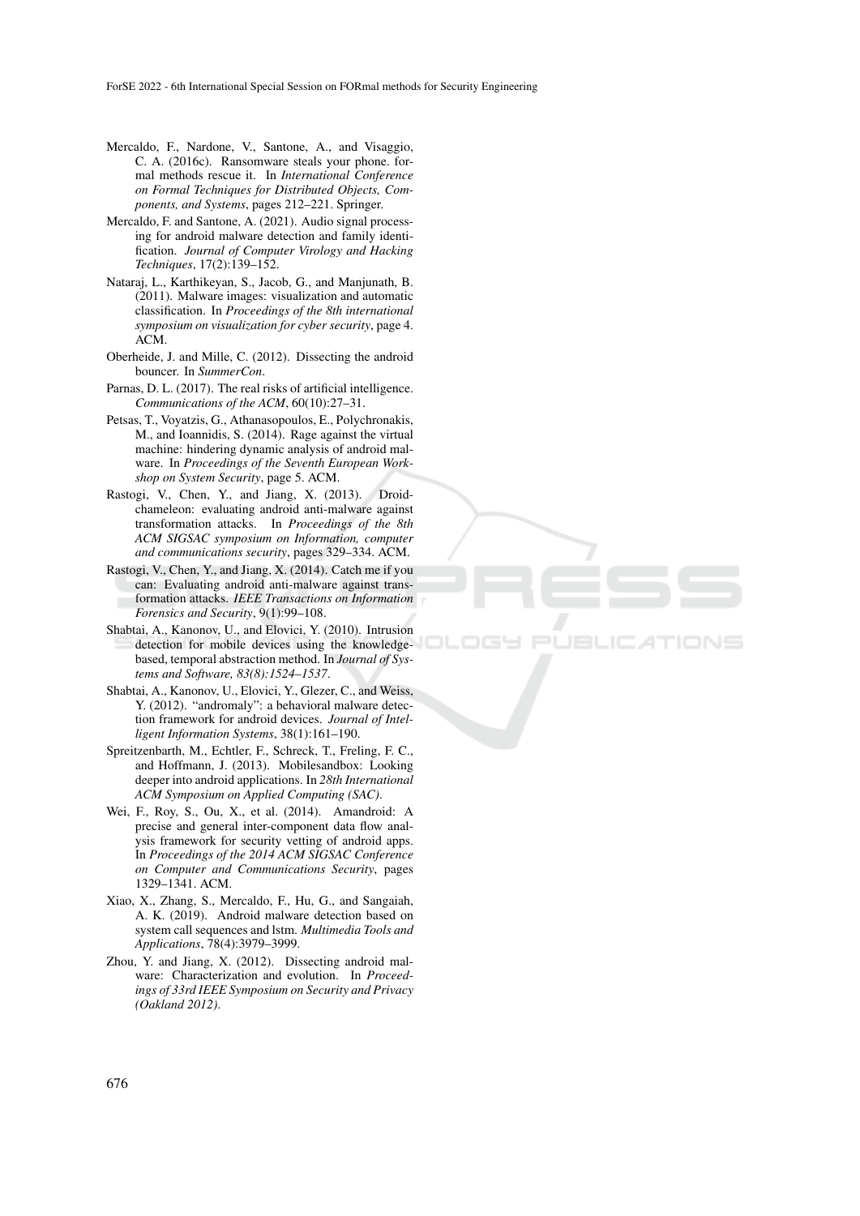Mercaldo, F., Nardone, V., Santone, A., and Visaggio, C. A. (2016c). Ransomware steals your phone. formal methods rescue it. In *International Conference on Formal Techniques for Distributed Objects, Components, and Systems*, pages 212–221. Springer.

Mercaldo, F. and Santone, A. (2021). Audio signal processing for android malware detection and family identification. *Journal of Computer Virology and Hacking Techniques*, 17(2):139–152.

Nataraj, L., Karthikeyan, S., Jacob, G., and Manjunath, B. (2011). Malware images: visualization and automatic classification. In *Proceedings of the 8th international symposium on visualization for cyber security*, page 4. ACM.

Oberheide, J. and Mille, C. (2012). Dissecting the android bouncer. In *SummerCon*.

Parnas, D. L. (2017). The real risks of artificial intelligence. *Communications of the ACM*, 60(10):27–31.

Petsas, T., Voyatzis, G., Athanasopoulos, E., Polychronakis, M., and Ioannidis, S. (2014). Rage against the virtual machine: hindering dynamic analysis of android malware. In *Proceedings of the Seventh European Workshop on System Security*, page 5. ACM.

Rastogi, V., Chen, Y., and Jiang, X. (2013). Droidchameleon: evaluating android anti-malware against transformation attacks. In *Proceedings of the 8th ACM SIGSAC symposium on Information, computer and communications security*, pages 329–334. ACM.

Rastogi, V., Chen, Y., and Jiang, X. (2014). Catch me if you can: Evaluating android anti-malware against transformation attacks. *IEEE Transactions on Information Forensics and Security*, 9(1):99–108.

Shabtai, A., Kanonov, U., and Elovici, Y. (2010). Intrusion detection for mobile devices using the knowledge-based, temporal abstraction method. In *Journal of Systems and Software, 83(8):1524–1537*.

Shabtai, A., Kanonov, U., Elovici, Y., Glezer, C., and Weiss, Y. (2012). "andromaly": a behavioral malware detection framework for android devices. *Journal of Intelligent Information Systems*, 38(1):161–190.

Spreitzenbarth, M., Echtler, F., Schreck, T., Freling, F. C., and Hoffmann, J. (2013). Mobilesandbox: Looking deeper into android applications. In *28th International ACM Symposium on Applied Computing (SAC)*.

Wei, F., Roy, S., Ou, X., et al. (2014). Amandroid: A precise and general inter-component data flow analysis framework for security vetting of android apps. In *Proceedings of the 2014 ACM SIGSAC Conference on Computer and Communications Security*, pages 1329–1341. ACM.

Xiao, X., Zhang, S., Mercaldo, F., Hu, G., and Sangaiah, A. K. (2019). Android malware detection based on system call sequences and lstm. *Multimedia Tools and Applications*, 78(4):3979–3999.

Zhou, Y. and Jiang, X. (2012). Dissecting android malware: Characterization and evolution. In *Proceedings of 33rd IEEE Symposium on Security and Privacy (Oakland 2012)*.